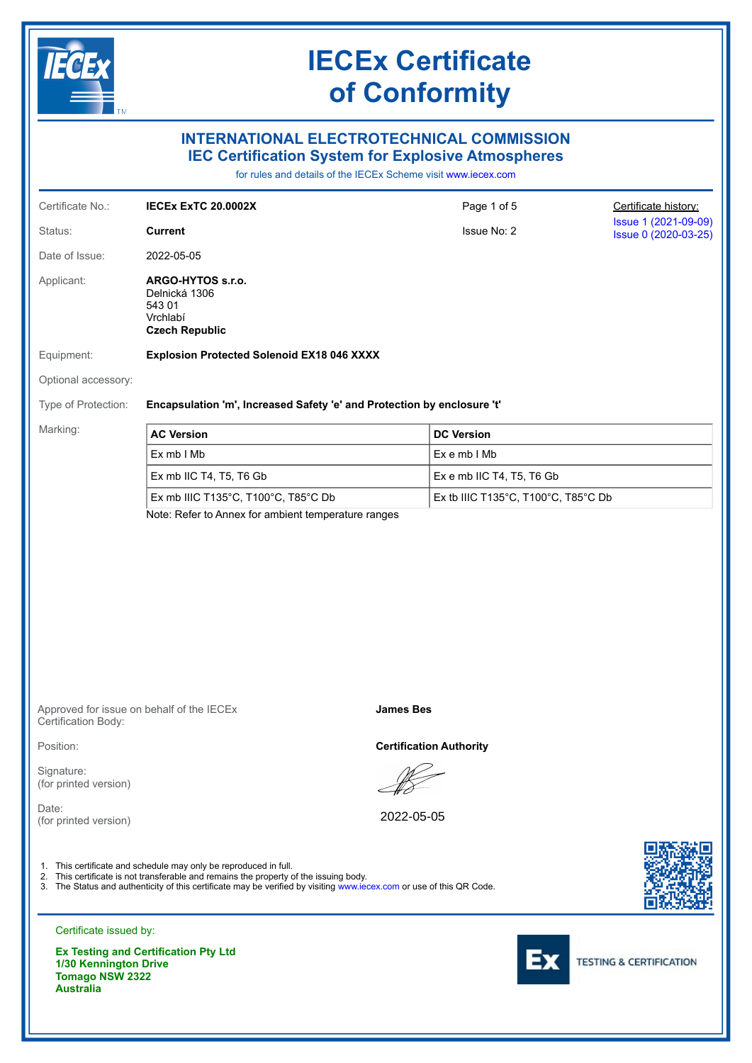# IECEx Certificate of Conformity

## INTERNATIONAL ELECTROTECHNICAL COMMISSION
## IEC Certification System for Explosive Atmospheres

for rules and details of the IECEx Scheme visit www.iecex.com

| | | | |
|---|---|---|---|
| Certificate No.: | **IECEx ExTC 20.0002X** | Page 1 of 5 | Certificate history: |
| Status: | **Current** | Issue No: 2 | Issue 1 (2021-09-09)<br>Issue 0 (2020-03-25) |
| Date of Issue: | 2022-05-05 | | |

Applicant: **ARGO-HYTOS s.r.o.**
Delnická 1306
543 01
Vrchlabí
**Czech Republic**

Equipment: **Explosion Protected Solenoid EX18 046 XXXX**

Optional accessory:

Type of Protection: **Encapsulation 'm', Increased Safety 'e' and Protection by enclosure 't'**

Marking:

| AC Version | DC Version |
|---|---|
| Ex mb I Mb | Ex e mb I Mb |
| Ex mb IIC T4, T5, T6 Gb | Ex e mb IIC T4, T5, T6 Gb |
| Ex mb IIIC T135°C, T100°C, T85°C Db | Ex tb IIIC T135°C, T100°C, T85°C Db |

Note: Refer to Annex for ambient temperature ranges

Approved for issue on behalf of the IECEx Certification Body: **James Bes**

Position: **Certification Authority**

Signature:
(for printed version)

Date: 2022-05-05
(for printed version)

1. This certificate and schedule may only be reproduced in full.
2. This certificate is not transferable and remains the property of the issuing body.
3. The Status and authenticity of this certificate may be verified by visiting www.iecex.com or use of this QR Code.

Certificate issued by:

**Ex Testing and Certification Pty Ltd**
**1/30 Kennington Drive**
**Tomago NSW 2322**
**Australia**

Ex TESTING & CERTIFICATION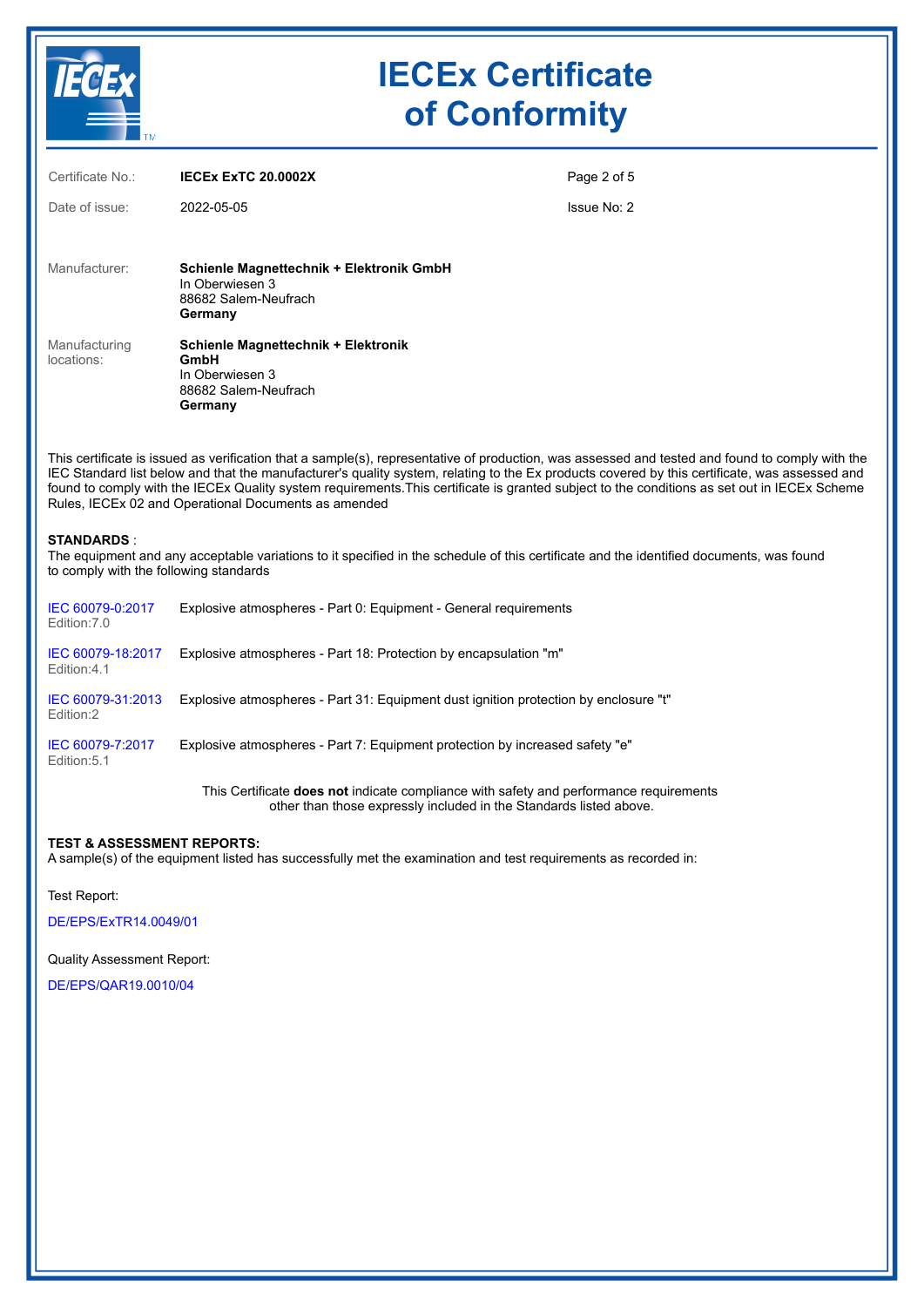# IECEx Certificate of Conformity

| | | |
|---|---|---|
| Certificate No.: | **IECEx ExTC 20.0002X** | |
| Date of issue: | 2022-05-05 | Issue No: 2 |

Manufacturer: **Schienle Magnettechnik + Elektronik GmbH**
In Oberwiesen 3
88682 Salem-Neufrach
**Germany**

Manufacturing locations: **Schienle Magnettechnik + Elektronik GmbH**
In Oberwiesen 3
88682 Salem-Neufrach
**Germany**

This certificate is issued as verification that a sample(s), representative of production, was assessed and tested and found to comply with the IEC Standard list below and that the manufacturer's quality system, relating to the Ex products covered by this certificate, was assessed and found to comply with the IECEx Quality system requirements.This certificate is granted subject to the conditions as set out in IECEx Scheme Rules, IECEx 02 and Operational Documents as amended

**STANDARDS** :
The equipment and any acceptable variations to it specified in the schedule of this certificate and the identified documents, was found to comply with the following standards

| | |
|---|---|
| IEC 60079-0:2017 Edition:7.0 | Explosive atmospheres - Part 0: Equipment - General requirements |
| IEC 60079-18:2017 Edition:4.1 | Explosive atmospheres - Part 18: Protection by encapsulation "m" |
| IEC 60079-31:2013 Edition:2 | Explosive atmospheres - Part 31: Equipment dust ignition protection by enclosure "t" |
| IEC 60079-7:2017 Edition:5.1 | Explosive atmospheres - Part 7: Equipment protection by increased safety "e" |

This Certificate **does not** indicate compliance with safety and performance requirements other than those expressly included in the Standards listed above.

**TEST & ASSESSMENT REPORTS:**
A sample(s) of the equipment listed has successfully met the examination and test requirements as recorded in:

Test Report:

DE/EPS/ExTR14.0049/01

Quality Assessment Report:

DE/EPS/QAR19.0010/04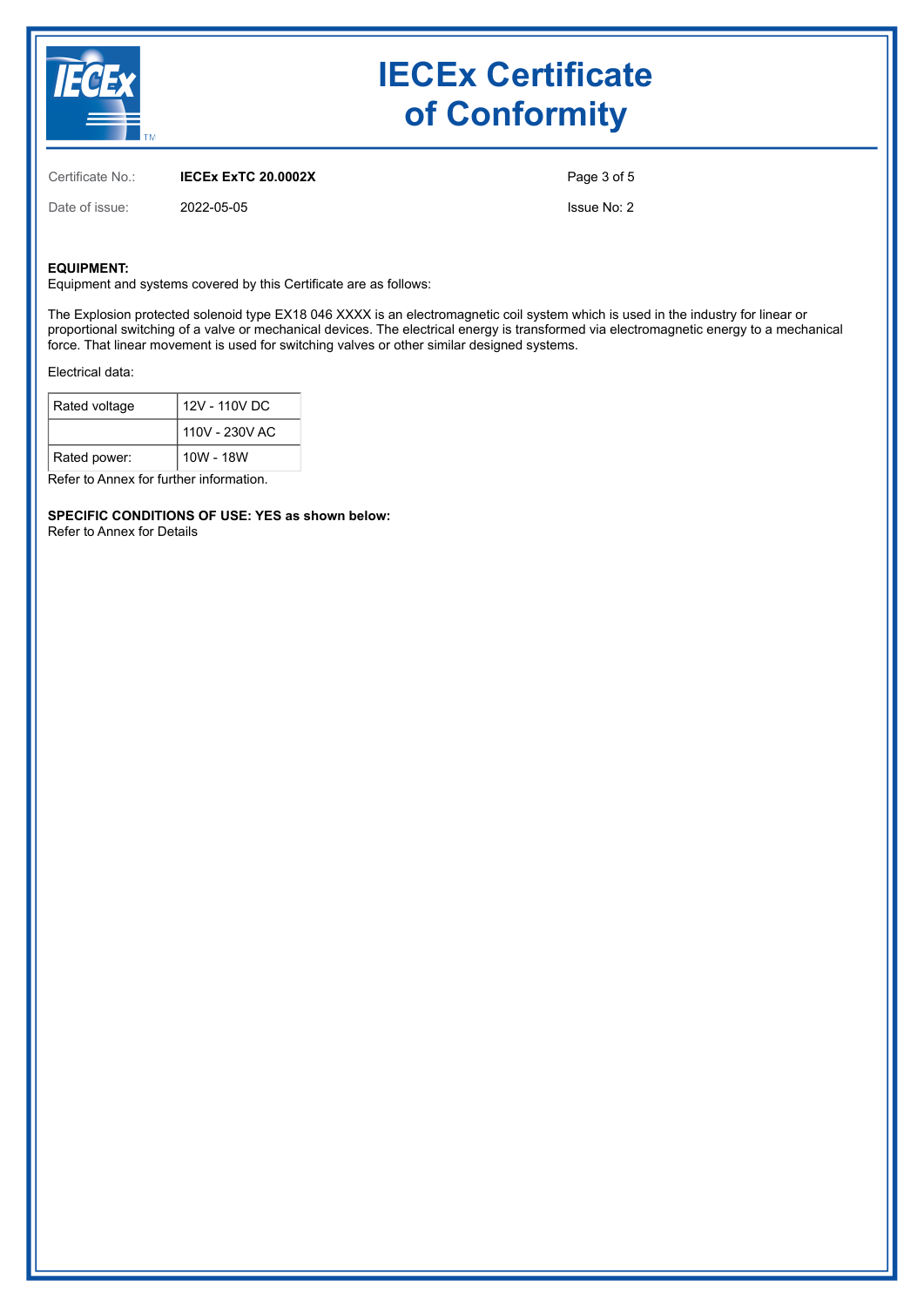# IECEx Certificate of Conformity

Certificate No.: **IECEx ExTC 20.0002X**

Date of issue: 2022-05-05

Issue No: 2

**EQUIPMENT:**
Equipment and systems covered by this Certificate are as follows:

The Explosion protected solenoid type EX18 046 XXXX is an electromagnetic coil system which is used in the industry for linear or proportional switching of a valve or mechanical devices. The electrical energy is transformed via electromagnetic energy to a mechanical force. That linear movement is used for switching valves or other similar designed systems.

Electrical data:

| Rated voltage | 12V - 110V DC |
|---|---|
| | 110V - 230V AC |
| Rated power: | 10W - 18W |

Refer to Annex for further information.

**SPECIFIC CONDITIONS OF USE: YES as shown below:**
Refer to Annex for Details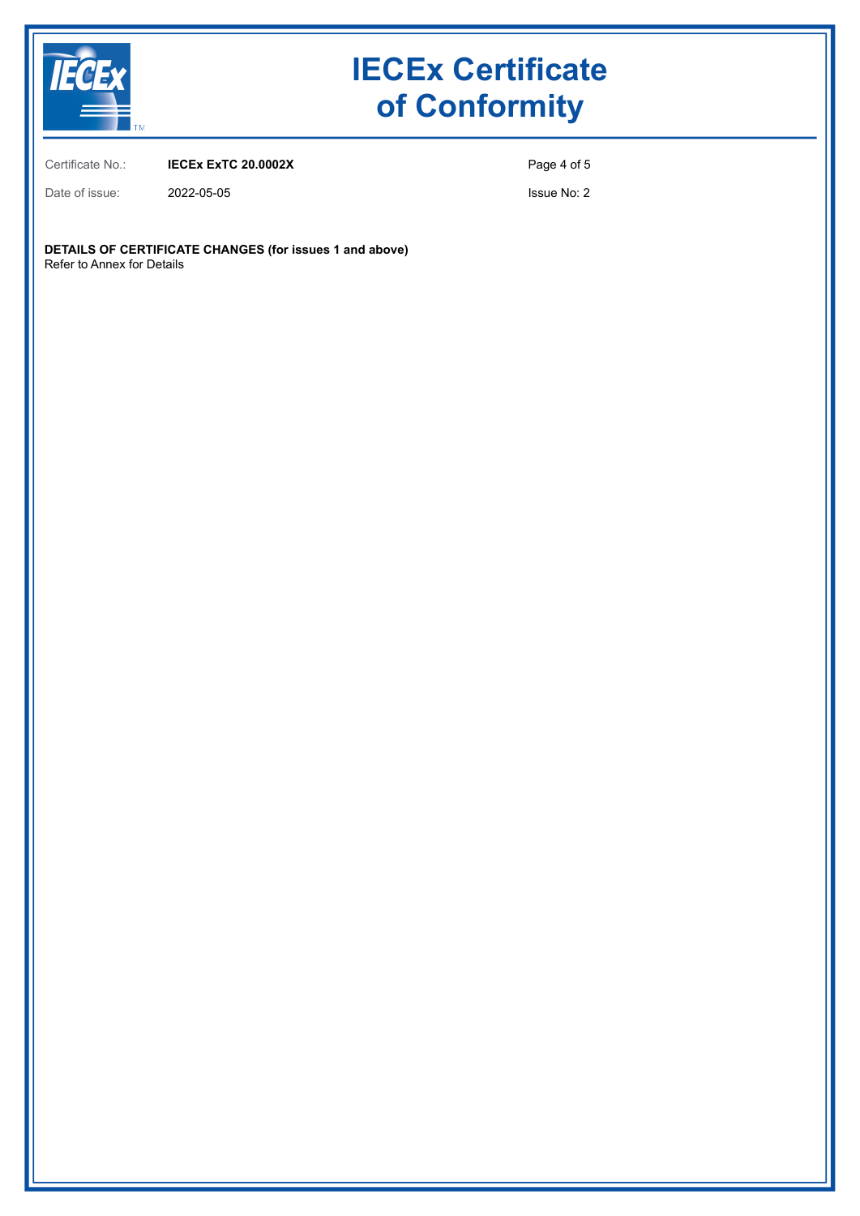# IECEx Certificate of Conformity

| | | |
|---|---|---|
| Certificate No.: | **IECEx ExTC 20.0002X** | Page 4 of 5 |
| Date of issue: | 2022-05-05 | Issue No: 2 |

**DETAILS OF CERTIFICATE CHANGES (for issues 1 and above)**
Refer to Annex for Details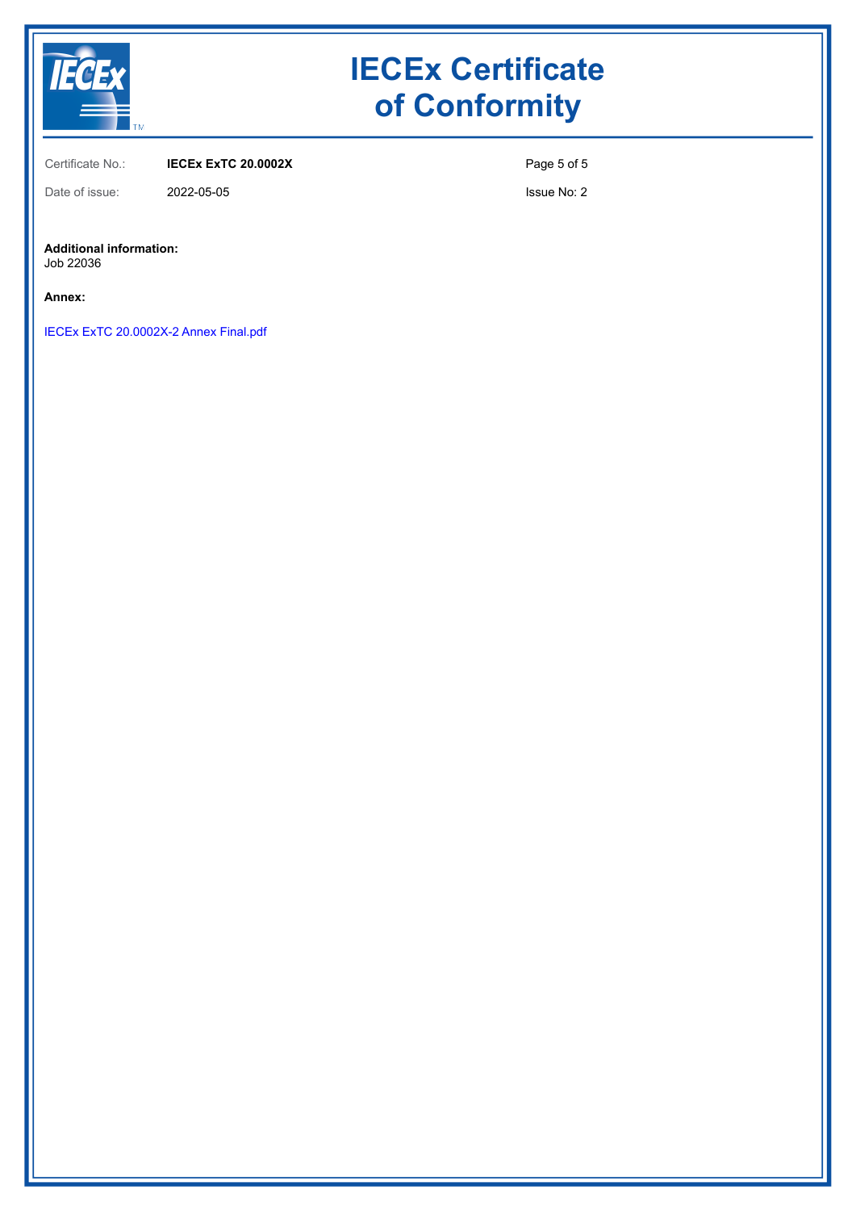# IECEx Certificate of Conformity

Certificate No.: **IECEx ExTC 20.0002X**

Date of issue: 2022-05-05

Issue No: 2

**Additional information:**
Job 22036

**Annex:**

IECEx ExTC 20.0002X-2 Annex Final.pdf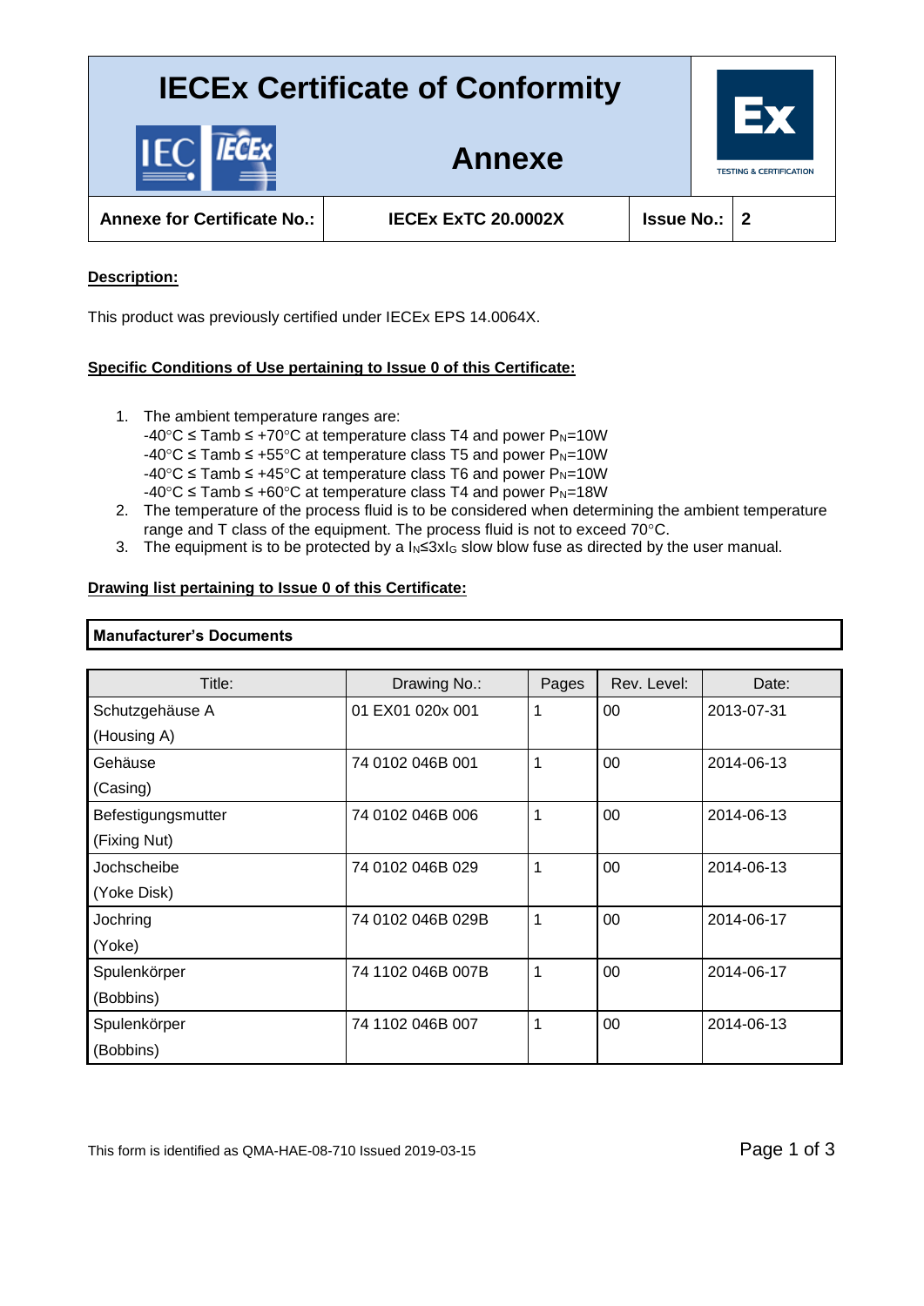# IECEx Certificate of Conformity

## Annexe

| Annexe for Certificate No.: | IECEx ExTC 20.0002X | Issue No.: | 2 |
|---|---|---|---|

**Description:**

This product was previously certified under IECEx EPS 14.0064X.

**Specific Conditions of Use pertaining to Issue 0 of this Certificate:**

1. The ambient temperature ranges are:
   -40°C ≤ Tamb ≤ +70°C at temperature class T4 and power $P_N$=10W
   -40°C ≤ Tamb ≤ +55°C at temperature class T5 and power $P_N$=10W
   -40°C ≤ Tamb ≤ +45°C at temperature class T6 and power $P_N$=10W
   -40°C ≤ Tamb ≤ +60°C at temperature class T4 and power $P_N$=18W
2. The temperature of the process fluid is to be considered when determining the ambient temperature range and T class of the equipment. The process fluid is not to exceed 70°C.
3. The equipment is to be protected by a $I_N \leq 3xI_G$ slow blow fuse as directed by the user manual.

**Drawing list pertaining to Issue 0 of this Certificate:**

**Manufacturer's Documents**

| Title: | Drawing No.: | Pages | Rev. Level: | Date: |
|---|---|---|---|---|
| Schutzgehäuse A (Housing A) | 01 EX01 020x 001 | 1 | 00 | 2013-07-31 |
| Gehäuse (Casing) | 74 0102 046B 001 | 1 | 00 | 2014-06-13 |
| Befestigungsmutter (Fixing Nut) | 74 0102 046B 006 | 1 | 00 | 2014-06-13 |
| Jochscheibe (Yoke Disk) | 74 0102 046B 029 | 1 | 00 | 2014-06-13 |
| Jochring (Yoke) | 74 0102 046B 029B | 1 | 00 | 2014-06-17 |
| Spulenkörper (Bobbins) | 74 1102 046B 007B | 1 | 00 | 2014-06-17 |
| Spulenkörper (Bobbins) | 74 1102 046B 007 | 1 | 00 | 2014-06-13 |

This form is identified as QMA-HAE-08-710 Issued 2019-03-15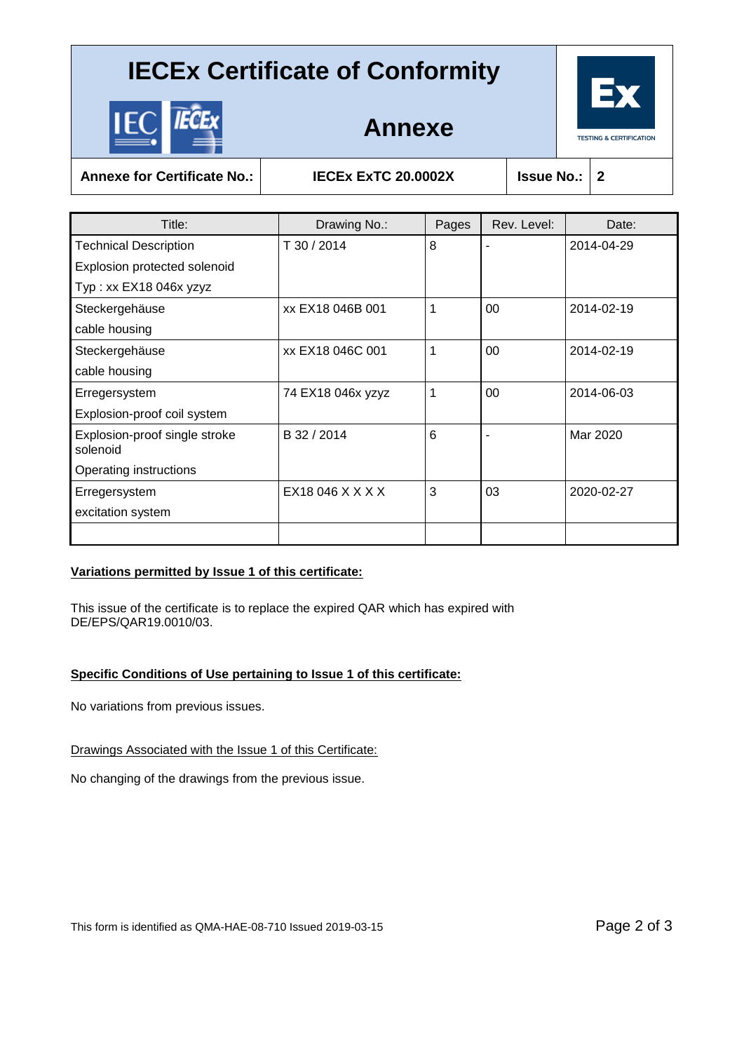# IECEx Certificate of Conformity

## Annexe

| Annexe for Certificate No.: | IECEx ExTC 20.0002X | Issue No.: | 2 |
|---|---|---|---|

| Title: | Drawing No.: | Pages | Rev. Level: | Date: |
|---|---|---|---|---|
| Technical Description<br>Explosion protected solenoid<br>Typ : xx EX18 046x yzyz | T 30 / 2014 | 8 | - | 2014-04-29 |
| Steckergehäuse<br>cable housing | xx EX18 046B 001 | 1 | 00 | 2014-02-19 |
| Steckergehäuse<br>cable housing | xx EX18 046C 001 | 1 | 00 | 2014-02-19 |
| Erregersystem<br>Explosion-proof coil system | 74 EX18 046x yzyz | 1 | 00 | 2014-06-03 |
| Explosion-proof single stroke solenoid<br>Operating instructions | B 32 / 2014 | 6 | - | Mar 2020 |
| Erregersystem<br>excitation system | EX18 046 X X X X | 3 | 03 | 2020-02-27 |
| | | | | |

**Variations permitted by Issue 1 of this certificate:**

This issue of the certificate is to replace the expired QAR which has expired with DE/EPS/QAR19.0010/03.

**Specific Conditions of Use pertaining to Issue 1 of this certificate:**

No variations from previous issues.

Drawings Associated with the Issue 1 of this Certificate:

No changing of the drawings from the previous issue.

This form is identified as QMA-HAE-08-710 Issued 2019-03-15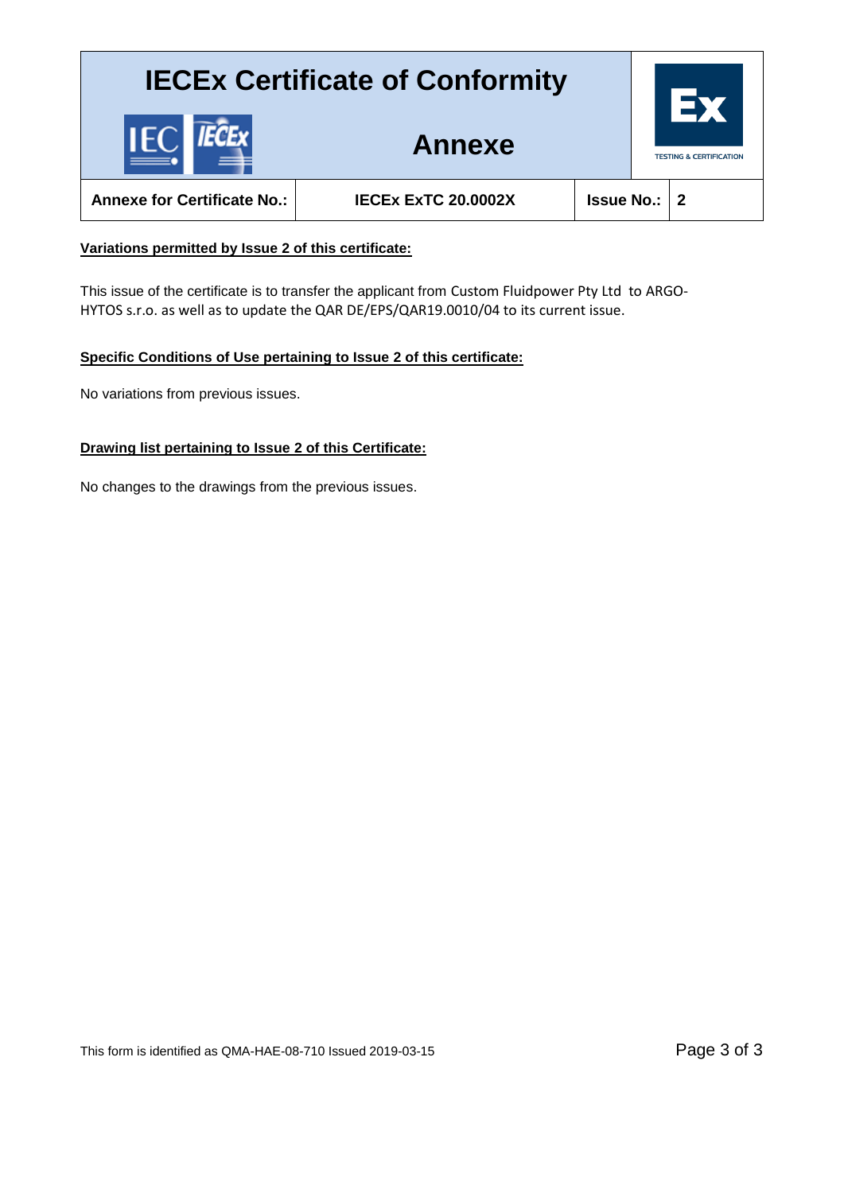# IECEx Certificate of Conformity

## Annexe

| Annexe for Certificate No.: | IECEx ExTC 20.0002X | Issue No.: | 2 |
|---|---|---|---|

**Variations permitted by Issue 2 of this certificate:**

This issue of the certificate is to transfer the applicant from Custom Fluidpower Pty Ltd to ARGO-HYTOS s.r.o. as well as to update the QAR DE/EPS/QAR19.0010/04 to its current issue.

**Specific Conditions of Use pertaining to Issue 2 of this certificate:**

No variations from previous issues.

**Drawing list pertaining to Issue 2 of this Certificate:**

No changes to the drawings from the previous issues.

This form is identified as QMA-HAE-08-710 Issued 2019-03-15